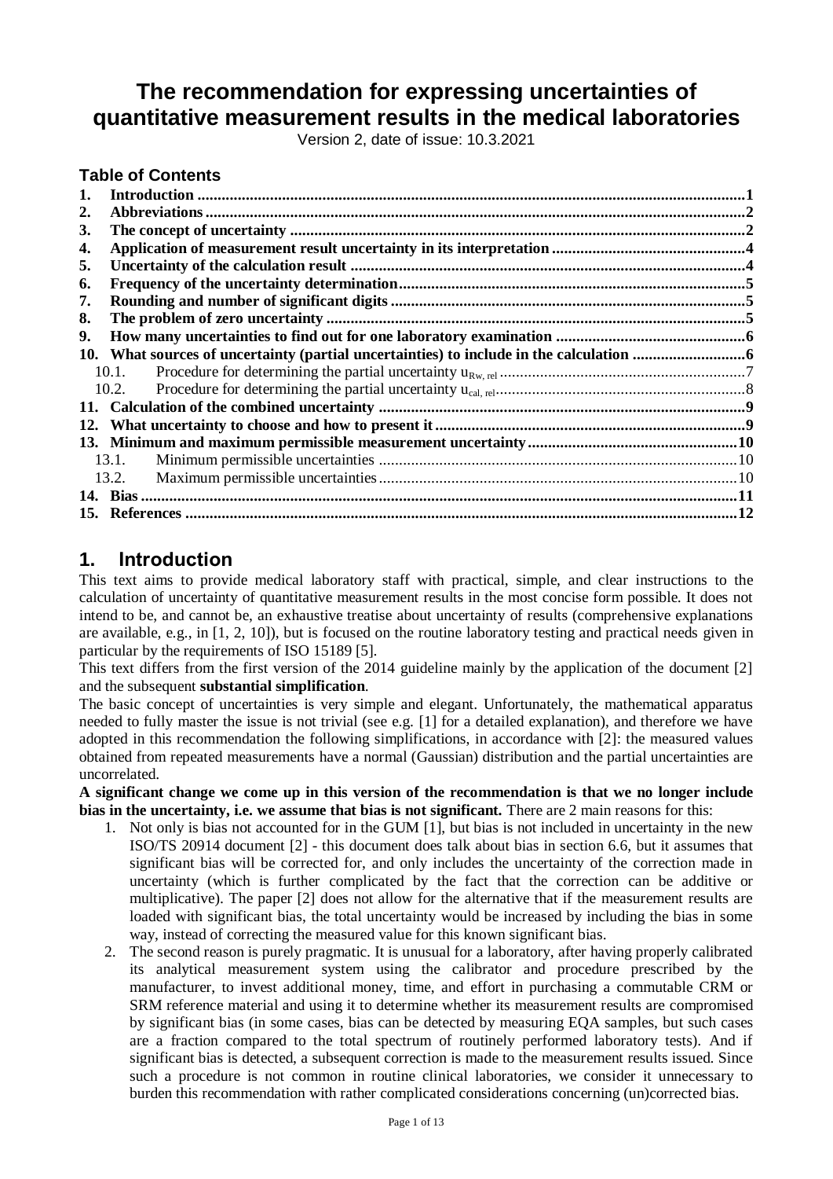# The recommendation for expressing uncertainties of quantitative measurement results in the medical laboratories

Version 2, date of issue: 10.3.2021

## Table of Contents

1. Introduction ....................................................... 1
2. Abbreviations ....................................................... 2
3. The concept of uncertainty ....................................................... 2
4. Application of measurement result uncertainty in its interpretation ....................................................... 4
5. Uncertainty of the calculation result ....................................................... 4
6. Frequency of the uncertainty determination ....................................................... 5
7. Rounding and number of significant digits ....................................................... 5
8. The problem of zero uncertainty ....................................................... 5
9. How many uncertainties to find out for one laboratory examination ....................................................... 6
10. What sources of uncertainty (partial uncertainties) to include in the calculation ....................................................... 6
    - 10.1. Procedure for determining the partial uncertainty $u_{Rw,\,rel}$ ....................................................... 7
    - 10.2. Procedure for determining the partial uncertainty $u_{cal,\,rel}$ ....................................................... 8
11. Calculation of the combined uncertainty ....................................................... 9
12. What uncertainty to choose and how to present it ....................................................... 9
13. Minimum and maximum permissible measurement uncertainty ....................................................... 10
    - 13.1. Minimum permissible uncertainties ....................................................... 10
    - 13.2. Maximum permissible uncertainties ....................................................... 10
14. Bias ....................................................... 11
15. References ....................................................... 12

## 1. Introduction

This text aims to provide medical laboratory staff with practical, simple, and clear instructions to the calculation of uncertainty of quantitative measurement results in the most concise form possible. It does not intend to be, and cannot be, an exhaustive treatise about uncertainty of results (comprehensive explanations are available, e.g., in [1, 2, 10]), but is focused on the routine laboratory testing and practical needs given in particular by the requirements of ISO 15189 [5].

This text differs from the first version of the 2014 guideline mainly by the application of the document [2] and the subsequent **substantial simplification**.

The basic concept of uncertainties is very simple and elegant. Unfortunately, the mathematical apparatus needed to fully master the issue is not trivial (see e.g. [1] for a detailed explanation), and therefore we have adopted in this recommendation the following simplifications, in accordance with [2]: the measured values obtained from repeated measurements have a normal (Gaussian) distribution and the partial uncertainties are uncorrelated.

**A significant change we come up in this version of the recommendation is that we no longer include bias in the uncertainty, i.e. we assume that bias is not significant.** There are 2 main reasons for this:

1. Not only is bias not accounted for in the GUM [1], but bias is not included in uncertainty in the new ISO/TS 20914 document [2] - this document does talk about bias in section 6.6, but it assumes that significant bias will be corrected for, and only includes the uncertainty of the correction made in uncertainty (which is further complicated by the fact that the correction can be additive or multiplicative). The paper [2] does not allow for the alternative that if the measurement results are loaded with significant bias, the total uncertainty would be increased by including the bias in some way, instead of correcting the measured value for this known significant bias.
2. The second reason is purely pragmatic. It is unusual for a laboratory, after having properly calibrated its analytical measurement system using the calibrator and procedure prescribed by the manufacturer, to invest additional money, time, and effort in purchasing a commutable CRM or SRM reference material and using it to determine whether its measurement results are compromised by significant bias (in some cases, bias can be detected by measuring EQA samples, but such cases are a fraction compared to the total spectrum of routinely performed laboratory tests). And if significant bias is detected, a subsequent correction is made to the measurement results issued. Since such a procedure is not common in routine clinical laboratories, we consider it unnecessary to burden this recommendation with rather complicated considerations concerning (un)corrected bias.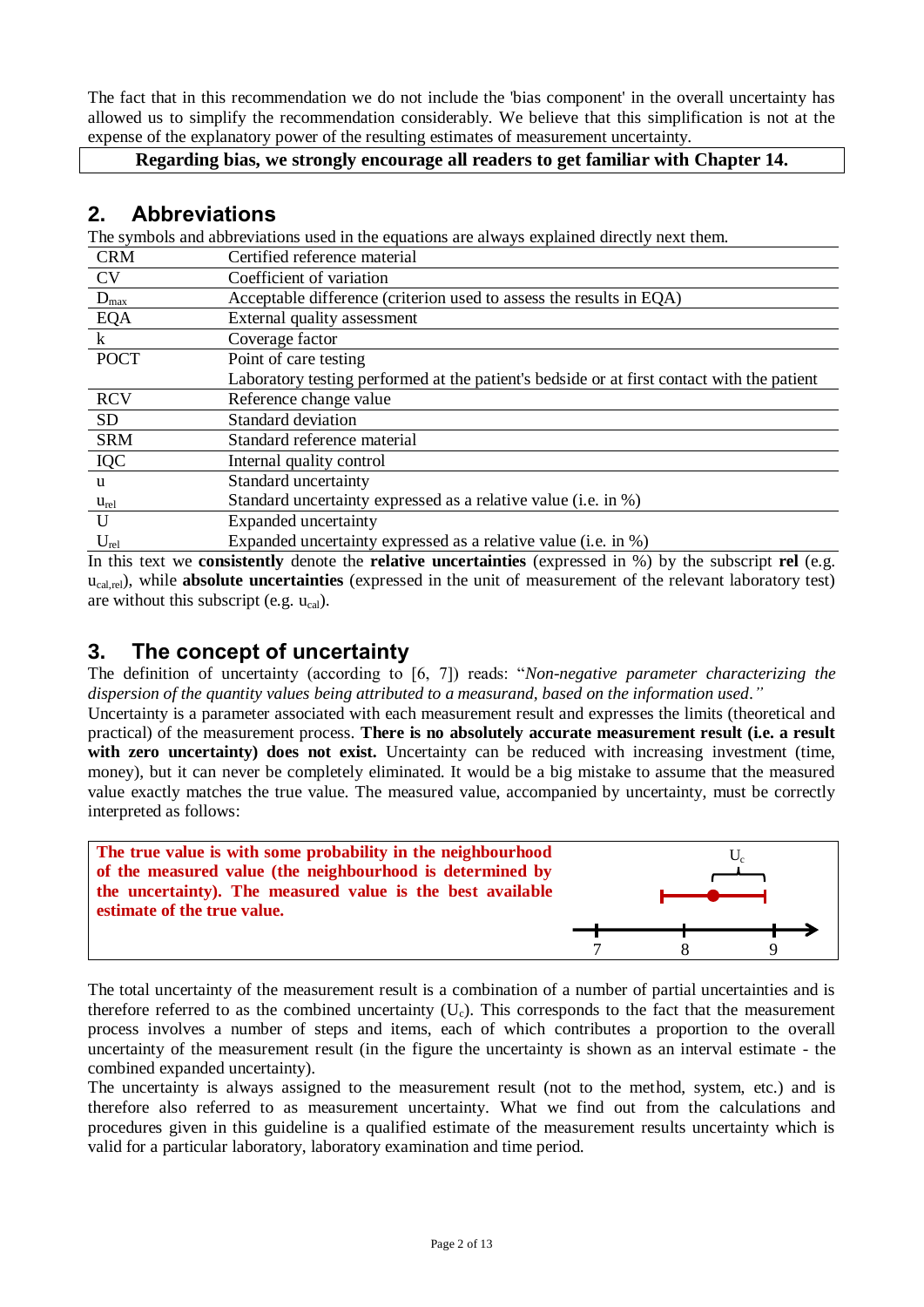The fact that in this recommendation we do not include the 'bias component' in the overall uncertainty has allowed us to simplify the recommendation considerably. We believe that this simplification is not at the expense of the explanatory power of the resulting estimates of measurement uncertainty.

**Regarding bias, we strongly encourage all readers to get familiar with Chapter 14.**

## 2. Abbreviations

The symbols and abbreviations used in the equations are always explained directly next them.

| | |
|---|---|
| CRM | Certified reference material |
| CV | Coefficient of variation |
| $D_{max}$ | Acceptable difference (criterion used to assess the results in EQA) |
| EQA | External quality assessment |
| k | Coverage factor |
| POCT | Point of care testing<br>Laboratory testing performed at the patient's bedside or at first contact with the patient |
| RCV | Reference change value |
| SD | Standard deviation |
| SRM | Standard reference material |
| IQC | Internal quality control |
| u | Standard uncertainty |
| $u_{rel}$ | Standard uncertainty expressed as a relative value (i.e. in %) |
| U | Expanded uncertainty |
| $U_{rel}$ | Expanded uncertainty expressed as a relative value (i.e. in %) |

In this text we **consistently** denote the **relative uncertainties** (expressed in %) by the subscript **rel** (e.g. $u_{cal,rel}$), while **absolute uncertainties** (expressed in the unit of measurement of the relevant laboratory test) are without this subscript (e.g. $u_{cal}$).

## 3. The concept of uncertainty

The definition of uncertainty (according to [6, 7]) reads: "*Non-negative parameter characterizing the dispersion of the quantity values being attributed to a measurand, based on the information used.*"

Uncertainty is a parameter associated with each measurement result and expresses the limits (theoretical and practical) of the measurement process. **There is no absolutely accurate measurement result (i.e. a result with zero uncertainty) does not exist.** Uncertainty can be reduced with increasing investment (time, money), but it can never be completely eliminated. It would be a big mistake to assume that the measured value exactly matches the true value. The measured value, accompanied by uncertainty, must be correctly interpreted as follows:

**The true value is with some probability in the neighbourhood of the measured value (the neighbourhood is determined by the uncertainty). The measured value is the best available estimate of the true value.**

$U_c$

7 8 9

The total uncertainty of the measurement result is a combination of a number of partial uncertainties and is therefore referred to as the combined uncertainty ($U_c$). This corresponds to the fact that the measurement process involves a number of steps and items, each of which contributes a proportion to the overall uncertainty of the measurement result (in the figure the uncertainty is shown as an interval estimate - the combined expanded uncertainty).

The uncertainty is always assigned to the measurement result (not to the method, system, etc.) and is therefore also referred to as measurement uncertainty. What we find out from the calculations and procedures given in this guideline is a qualified estimate of the measurement results uncertainty which is valid for a particular laboratory, laboratory examination and time period.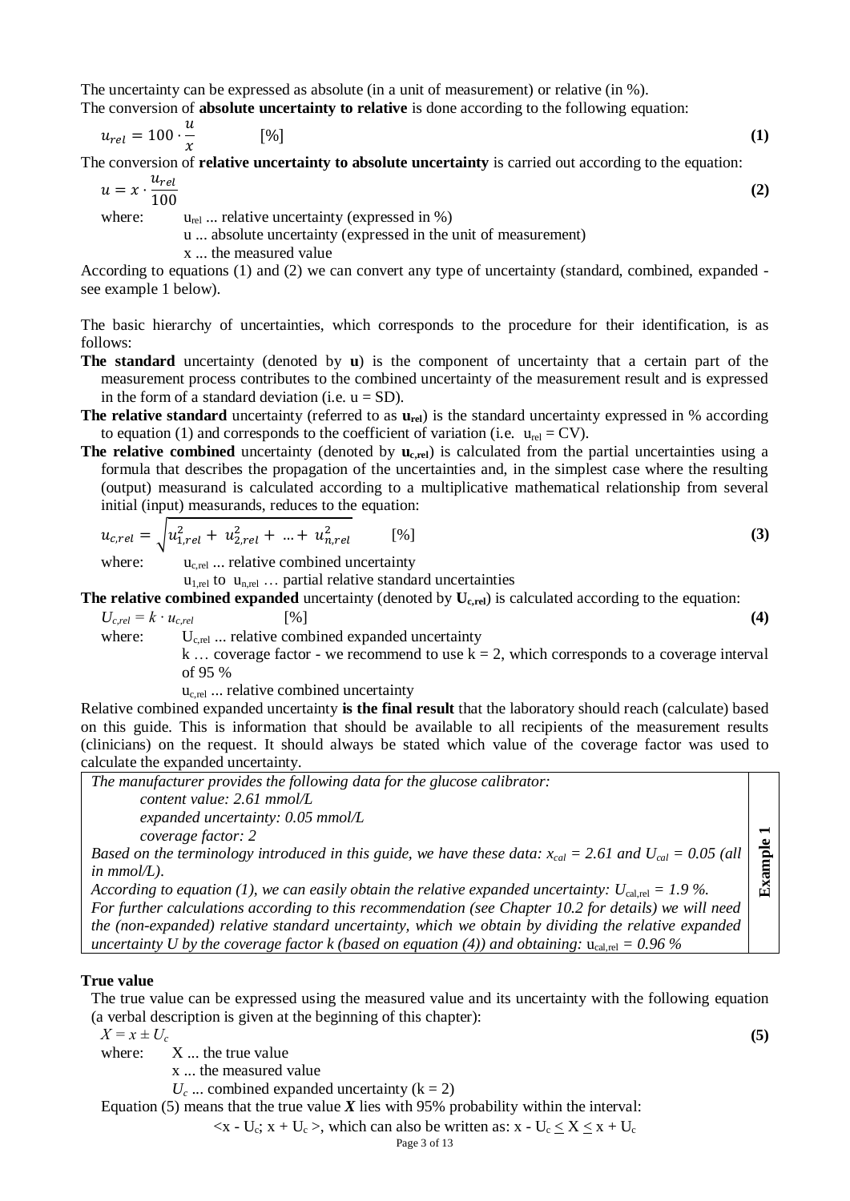The uncertainty can be expressed as absolute (in a unit of measurement) or relative (in %).
The conversion of **absolute uncertainty to relative** is done according to the following equation:

$$u_{rel} = 100 \cdot \frac{u}{x} \qquad [\%] \qquad \textbf{(1)}$$

The conversion of **relative uncertainty to absolute uncertainty** is carried out according to the equation:

$$u = x \cdot \frac{u_{rel}}{100} \qquad \textbf{(2)}$$

where: $u_{rel}$ ... relative uncertainty (expressed in %)
$u$ ... absolute uncertainty (expressed in the unit of measurement)
$x$ ... the measured value

According to equations (1) and (2) we can convert any type of uncertainty (standard, combined, expanded - see example 1 below).

The basic hierarchy of uncertainties, which corresponds to the procedure for their identification, is as follows:

**The standard** uncertainty (denoted by **u**) is the component of uncertainty that a certain part of the measurement process contributes to the combined uncertainty of the measurement result and is expressed in the form of a standard deviation (i.e. $u = SD$).

**The relative standard** uncertainty (referred to as $\mathbf{u_{rel}}$) is the standard uncertainty expressed in % according to equation (1) and corresponds to the coefficient of variation (i.e. $u_{rel} = CV$).

**The relative combined** uncertainty (denoted by $\mathbf{u_{c,rel}}$) is calculated from the partial uncertainties using a formula that describes the propagation of the uncertainties and, in the simplest case where the resulting (output) measurand is calculated according to a multiplicative mathematical relationship from several initial (input) measurands, reduces to the equation:

$$u_{c,rel} = \sqrt{u_{1,rel}^2 + u_{2,rel}^2 + \ldots + u_{n,rel}^2} \qquad [\%] \qquad \textbf{(3)}$$

where: $u_{c,rel}$ ... relative combined uncertainty
$u_{1,rel}$ to $u_{n,rel}$ … partial relative standard uncertainties

**The relative combined expanded** uncertainty (denoted by $\mathbf{U_{c,rel}}$) is calculated according to the equation:

$$U_{c,rel} = k \cdot u_{c,rel} \qquad [\%] \qquad \textbf{(4)}$$

where: $U_{c,rel}$ ... relative combined expanded uncertainty
$k$ … coverage factor - we recommend to use $k = 2$, which corresponds to a coverage interval of 95 %
$u_{c,rel}$ ... relative combined uncertainty

Relative combined expanded uncertainty **is the final result** that the laboratory should reach (calculate) based on this guide. This is information that should be available to all recipients of the measurement results (clinicians) on the request. It should always be stated which value of the coverage factor was used to calculate the expanded uncertainty.

> **Example 1**
>
> *The manufacturer provides the following data for the glucose calibrator:*
> *content value: 2.61 mmol/L*
> *expanded uncertainty: 0.05 mmol/L*
> *coverage factor: 2*
>
> *Based on the terminology introduced in this guide, we have these data: $x_{cal} = 2.61$ and $U_{cal} = 0.05$ (all in mmol/L).*
>
> *According to equation (1), we can easily obtain the relative expanded uncertainty: $U_{cal,rel} = 1.9$ %.*
>
> *For further calculations according to this recommendation (see Chapter 10.2 for details) we will need the (non-expanded) relative standard uncertainty, which we obtain by dividing the relative expanded uncertainty U by the coverage factor k (based on equation (4)) and obtaining: $u_{cal,rel} = 0.96$ %*

### True value

The true value can be expressed using the measured value and its uncertainty with the following equation (a verbal description is given at the beginning of this chapter):

$$X = x \pm U_c \qquad \textbf{(5)}$$

where: $X$ ... the true value
$x$ ... the measured value
$U_c$ ... combined expanded uncertainty ($k = 2$)

Equation (5) means that the true value $\boldsymbol{X}$ lies with 95% probability within the interval:

$<x - U_c;\ x + U_c>$, which can also be written as: $x - U_c \leq X \leq x + U_c$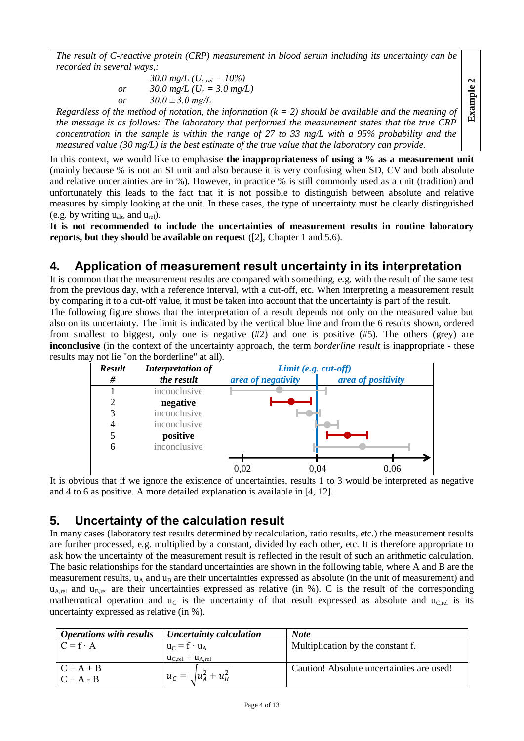| *The result of C-reactive protein (CRP) measurement in blood serum including its uncertainty can be recorded in several ways,:*<br>*30.0 mg/L ($U_{c,rel}$ = 10%)*<br>*or 30.0 mg/L ($U_c$ = 3.0 mg/L)*<br>*or 30.0 ± 3.0 mg/L*<br>*Regardless of the method of notation, the information (k = 2) should be available and the meaning of the message is as follows: The laboratory that performed the measurement states that the true CRP concentration in the sample is within the range of 27 to 33 mg/L with a 95% probability and the measured value (30 mg/L) is the best estimate of the true value that the laboratory can provide.* | **Example 2** |
|---|---|

In this context, we would like to emphasise **the inappropriateness of using a % as a measurement unit** (mainly because % is not an SI unit and also because it is very confusing when SD, CV and both absolute and relative uncertainties are in %). However, in practice % is still commonly used as a unit (tradition) and unfortunately this leads to the fact that it is not possible to distinguish between absolute and relative measures by simply looking at the unit. In these cases, the type of uncertainty must be clearly distinguished (e.g. by writing $u_{abs}$ and $u_{rel}$).

**It is not recommended to include the uncertainties of measurement results in routine laboratory reports, but they should be available on request** ([2], Chapter 1 and 5.6).

## 4. Application of measurement result uncertainty in its interpretation

It is common that the measurement results are compared with something, e.g. with the result of the same test from the previous day, with a reference interval, with a cut-off, etc. When interpreting a measurement result by comparing it to a cut-off value, it must be taken into account that the uncertainty is part of the result.

The following figure shows that the interpretation of a result depends not only on the measured value but also on its uncertainty. The limit is indicated by the vertical blue line and from the 6 results shown, ordered from smallest to biggest, only one is negative (#2) and one is positive (#5). The others (grey) are **inconclusive** (in the context of the uncertainty approach, the term *borderline result* is inappropriate - these results may not lie "on the borderline" at all).

| *Result #* | *Interpretation of the result* | *Limit (e.g. cut-off)* — *area of negativity* / *area of positivity* |
|---|---|---|
| 1 | inconclusive | |
| 2 | **negative** | |
| 3 | inconclusive | |
| 4 | inconclusive | |
| 5 | **positive** | |
| 6 | inconclusive | |
| | | 0,02 · 0,04 · 0,06 |

It is obvious that if we ignore the existence of uncertainties, results 1 to 3 would be interpreted as negative and 4 to 6 as positive. A more detailed explanation is available in [4, 12].

## 5. Uncertainty of the calculation result

In many cases (laboratory test results determined by recalculation, ratio results, etc.) the measurement results are further processed, e.g. multiplied by a constant, divided by each other, etc. It is therefore appropriate to ask how the uncertainty of the measurement result is reflected in the result of such an arithmetic calculation. The basic relationships for the standard uncertainties are shown in the following table, where A and B are the measurement results, $u_A$ and $u_B$ are their uncertainties expressed as absolute (in the unit of measurement) and $u_{A,rel}$ and $u_{B,rel}$ are their uncertainties expressed as relative (in %). C is the result of the corresponding mathematical operation and $u_C$ is the uncertainty of that result expressed as absolute and $u_{C,rel}$ is its uncertainty expressed as relative (in %).

| *Operations with results* | *Uncertainty calculation* | *Note* |
|---|---|---|
| $C = f \cdot A$ | $u_C = f \cdot u_A$<br>$u_{C,rel} = u_{A,rel}$ | Multiplication by the constant f. |
| $C = A + B$<br>$C = A - B$ | $u_C = \sqrt{u_A^2 + u_B^2}$ | Caution! Absolute uncertainties are used! |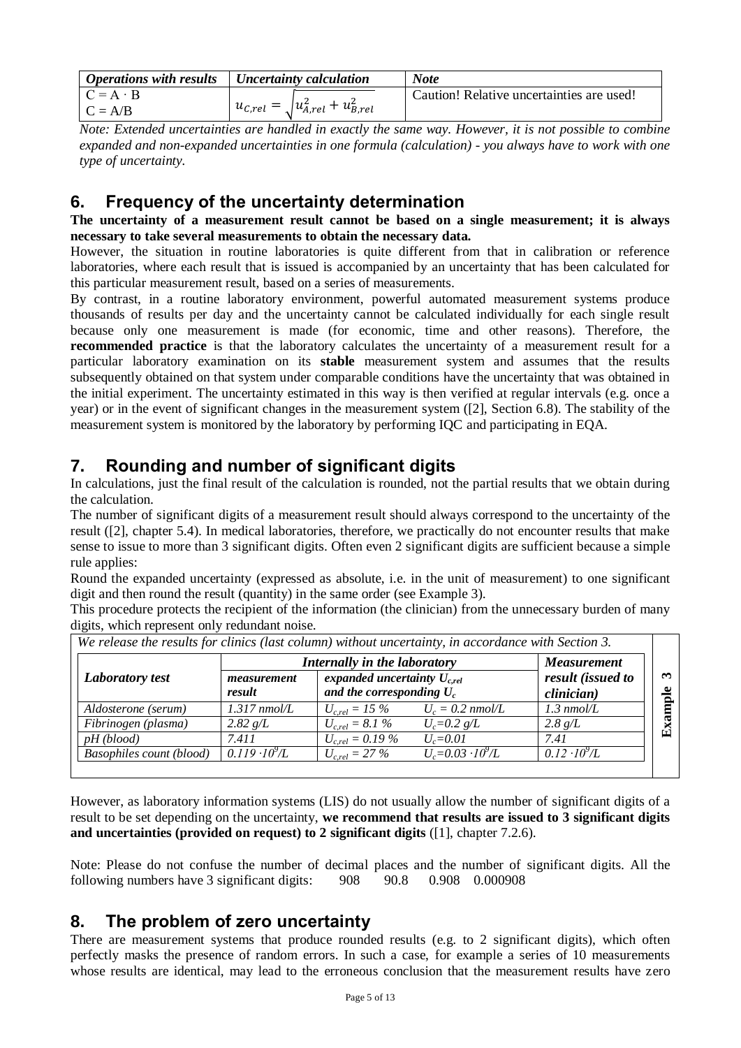| *Operations with results* | *Uncertainty calculation* | *Note* |
|---|---|---|
| $C = A \cdot B$<br>$C = A/B$ | $u_{C,rel} = \sqrt{u_{A,rel}^2 + u_{B,rel}^2}$ | Caution! Relative uncertainties are used! |

*Note: Extended uncertainties are handled in exactly the same way. However, it is not possible to combine expanded and non-expanded uncertainties in one formula (calculation) - you always have to work with one type of uncertainty.*

## 6. Frequency of the uncertainty determination

**The uncertainty of a measurement result cannot be based on a single measurement; it is always necessary to take several measurements to obtain the necessary data.**

However, the situation in routine laboratories is quite different from that in calibration or reference laboratories, where each result that is issued is accompanied by an uncertainty that has been calculated for this particular measurement result, based on a series of measurements.

By contrast, in a routine laboratory environment, powerful automated measurement systems produce thousands of results per day and the uncertainty cannot be calculated individually for each single result because only one measurement is made (for economic, time and other reasons). Therefore, the **recommended practice** is that the laboratory calculates the uncertainty of a measurement result for a particular laboratory examination on its **stable** measurement system and assumes that the results subsequently obtained on that system under comparable conditions have the uncertainty that was obtained in the initial experiment. The uncertainty estimated in this way is then verified at regular intervals (e.g. once a year) or in the event of significant changes in the measurement system ([2], Section 6.8). The stability of the measurement system is monitored by the laboratory by performing IQC and participating in EQA.

## 7. Rounding and number of significant digits

In calculations, just the final result of the calculation is rounded, not the partial results that we obtain during the calculation.

The number of significant digits of a measurement result should always correspond to the uncertainty of the result ([2], chapter 5.4). In medical laboratories, therefore, we practically do not encounter results that make sense to issue to more than 3 significant digits. Often even 2 significant digits are sufficient because a simple rule applies:

Round the expanded uncertainty (expressed as absolute, i.e. in the unit of measurement) to one significant digit and then round the result (quantity) in the same order (see Example 3).

This procedure protects the recipient of the information (the clinician) from the unnecessary burden of many digits, which represent only redundant noise.

*We release the results for clinics (last column) without uncertainty, in accordance with Section 3.*

**Example 3**

| *Laboratory test* | *Internally in the laboratory* | | | *Measurement result (issued to clinician)* |
|---|---|---|---|---|
| | *measurement result* | *expanded uncertainty $U_{c,rel}$ and the corresponding $U_c$* | | |
| *Aldosterone (serum)* | *1.317 nmol/L* | $U_{c,rel} = 15\ \%$ | $U_c = 0.2$ nmol/L | *1.3 nmol/L* |
| *Fibrinogen (plasma)* | *2.82 g/L* | $U_{c,rel} = 8.1\ \%$ | $U_c = 0.2$ g/L | *2.8 g/L* |
| *pH (blood)* | *7.411* | $U_{c,rel} = 0.19\ \%$ | $U_c = 0.01$ | *7.41* |
| *Basophiles count (blood)* | $0.119 \cdot 10^9$/L | $U_{c,rel} = 27\ \%$ | $U_c = 0.03 \cdot 10^9$/L | $0.12 \cdot 10^9$/L |

However, as laboratory information systems (LIS) do not usually allow the number of significant digits of a result to be set depending on the uncertainty, **we recommend that results are issued to 3 significant digits and uncertainties (provided on request) to 2 significant digits** ([1], chapter 7.2.6).

Note: Please do not confuse the number of decimal places and the number of significant digits. All the following numbers have 3 significant digits: 908 90.8 0.908 0.000908

## 8. The problem of zero uncertainty

There are measurement systems that produce rounded results (e.g. to 2 significant digits), which often perfectly masks the presence of random errors. In such a case, for example a series of 10 measurements whose results are identical, may lead to the erroneous conclusion that the measurement results have zero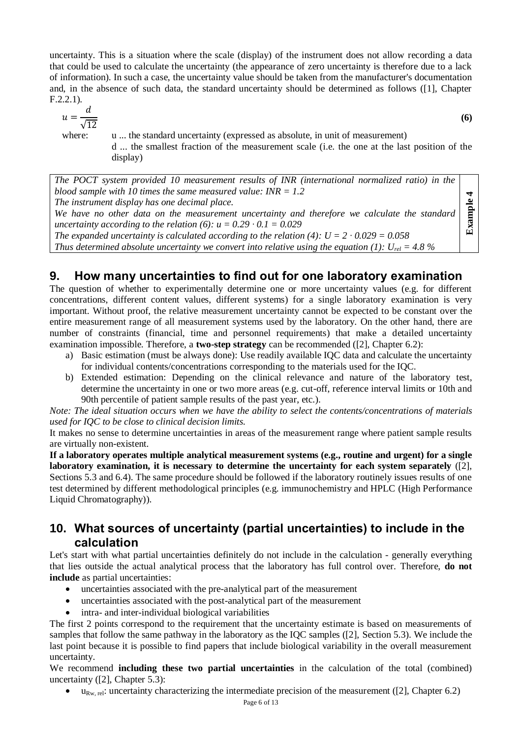uncertainty. This is a situation where the scale (display) of the instrument does not allow recording a data that could be used to calculate the uncertainty (the appearance of zero uncertainty is therefore due to a lack of information). In such a case, the uncertainty value should be taken from the manufacturer's documentation and, in the absence of such data, the standard uncertainty should be determined as follows ([1], Chapter F.2.2.1).

$$u = \frac{d}{\sqrt{12}} \tag{6}$$

where: $u$ ... the standard uncertainty (expressed as absolute, in unit of measurement)
$d$ ... the smallest fraction of the measurement scale (i.e. the one at the last position of the display)

> **Example 4**
>
> *The POCT system provided 10 measurement results of INR (international normalized ratio) in the blood sample with 10 times the same measured value: INR = 1.2*
> *The instrument display has one decimal place.*
> *We have no other data on the measurement uncertainty and therefore we calculate the standard uncertainty according to the relation (6): $u = 0.29 \cdot 0.1 = 0.029$*
> *The expanded uncertainty is calculated according to the relation (4): $U = 2 \cdot 0.029 = 0.058$*
> *Thus determined absolute uncertainty we convert into relative using the equation (1): $U_{rel} = 4.8$ %*

## 9. How many uncertainties to find out for one laboratory examination

The question of whether to experimentally determine one or more uncertainty values (e.g. for different concentrations, different content values, different systems) for a single laboratory examination is very important. Without proof, the relative measurement uncertainty cannot be expected to be constant over the entire measurement range of all measurement systems used by the laboratory. On the other hand, there are number of constraints (financial, time and personnel requirements) that make a detailed uncertainty examination impossible. Therefore, a **two-step strategy** can be recommended ([2], Chapter 6.2):

a) Basic estimation (must be always done): Use readily available IQC data and calculate the uncertainty for individual contents/concentrations corresponding to the materials used for the IQC.
b) Extended estimation: Depending on the clinical relevance and nature of the laboratory test, determine the uncertainty in one or two more areas (e.g. cut-off, reference interval limits or 10th and 90th percentile of patient sample results of the past year, etc.).

*Note: The ideal situation occurs when we have the ability to select the contents/concentrations of materials used for IQC to be close to clinical decision limits.*

It makes no sense to determine uncertainties in areas of the measurement range where patient sample results are virtually non-existent.

**If a laboratory operates multiple analytical measurement systems (e.g., routine and urgent) for a single laboratory examination, it is necessary to determine the uncertainty for each system separately** ([2], Sections 5.3 and 6.4). The same procedure should be followed if the laboratory routinely issues results of one test determined by different methodological principles (e.g. immunochemistry and HPLC (High Performance Liquid Chromatography)).

## 10. What sources of uncertainty (partial uncertainties) to include in the calculation

Let's start with what partial uncertainties definitely do not include in the calculation - generally everything that lies outside the actual analytical process that the laboratory has full control over. Therefore, **do not include** as partial uncertainties:

- uncertainties associated with the pre-analytical part of the measurement
- uncertainties associated with the post-analytical part of the measurement
- intra- and inter-individual biological variabilities

The first 2 points correspond to the requirement that the uncertainty estimate is based on measurements of samples that follow the same pathway in the laboratory as the IQC samples ([2], Section 5.3). We include the last point because it is possible to find papers that include biological variability in the overall measurement uncertainty.

We recommend **including these two partial uncertainties** in the calculation of the total (combined) uncertainty ([2], Chapter 5.3):

- $u_{Rw,\,rel}$: uncertainty characterizing the intermediate precision of the measurement ([2], Chapter 6.2)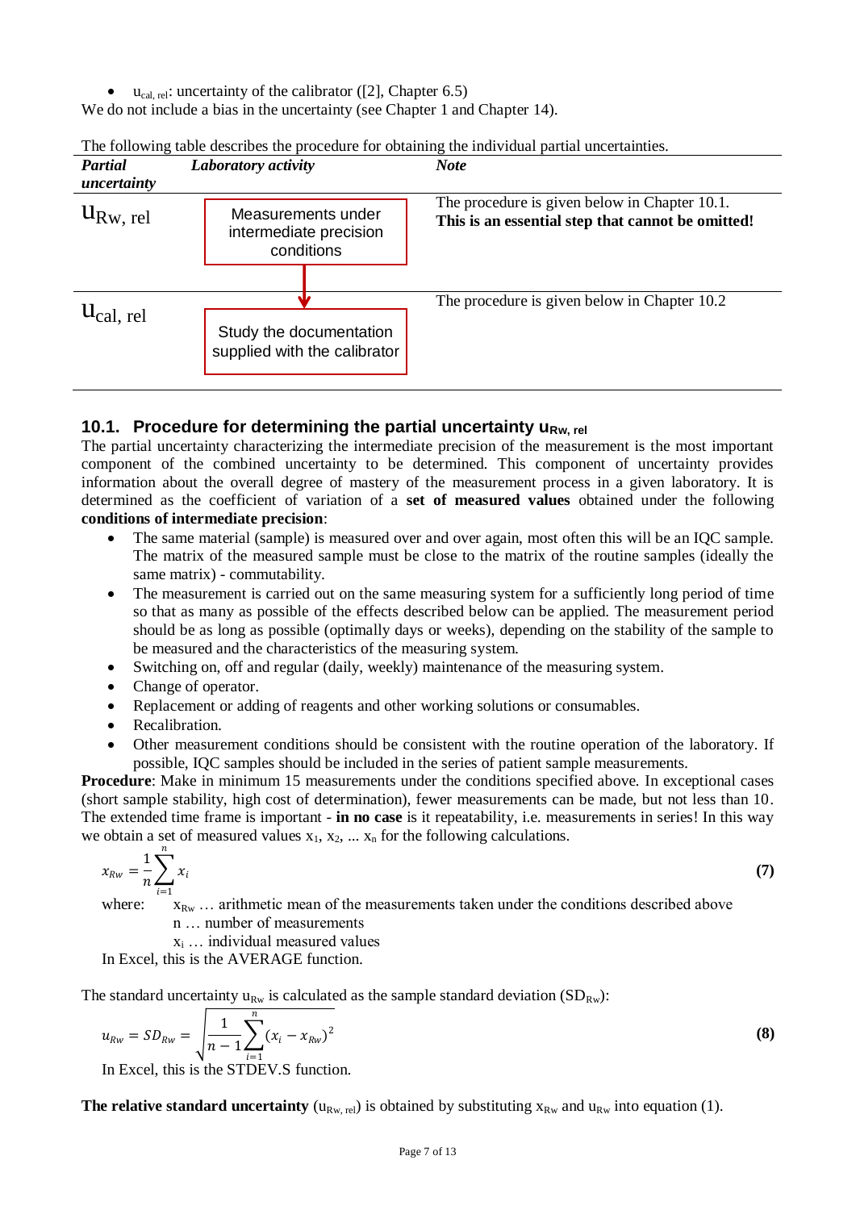- $u_{cal,\,rel}$: uncertainty of the calibrator ([2], Chapter 6.5)

We do not include a bias in the uncertainty (see Chapter 1 and Chapter 14).

The following table describes the procedure for obtaining the individual partial uncertainties.

| *Partial uncertainty* | *Laboratory activity* | *Note* |
|---|---|---|
| $u_{Rw,\,rel}$ | Measurements under intermediate precision conditions | The procedure is given below in Chapter 10.1. **This is an essential step that cannot be omitted!** |
| $u_{cal,\,rel}$ | Study the documentation supplied with the calibrator | The procedure is given below in Chapter 10.2 |

## 10.1. Procedure for determining the partial uncertainty $u_{Rw,\,rel}$

The partial uncertainty characterizing the intermediate precision of the measurement is the most important component of the combined uncertainty to be determined. This component of uncertainty provides information about the overall degree of mastery of the measurement process in a given laboratory. It is determined as the coefficient of variation of a **set of measured values** obtained under the following **conditions of intermediate precision**:

- The same material (sample) is measured over and over again, most often this will be an IQC sample. The matrix of the measured sample must be close to the matrix of the routine samples (ideally the same matrix) - commutability.
- The measurement is carried out on the same measuring system for a sufficiently long period of time so that as many as possible of the effects described below can be applied. The measurement period should be as long as possible (optimally days or weeks), depending on the stability of the sample to be measured and the characteristics of the measuring system.
- Switching on, off and regular (daily, weekly) maintenance of the measuring system.
- Change of operator.
- Replacement or adding of reagents and other working solutions or consumables.
- Recalibration.
- Other measurement conditions should be consistent with the routine operation of the laboratory. If possible, IQC samples should be included in the series of patient sample measurements.

**Procedure**: Make in minimum 15 measurements under the conditions specified above. In exceptional cases (short sample stability, high cost of determination), fewer measurements can be made, but not less than 10. The extended time frame is important - **in no case** is it repeatability, i.e. measurements in series! In this way we obtain a set of measured values $x_1, x_2, \ldots x_n$ for the following calculations.

$$x_{Rw} = \frac{1}{n}\sum_{i=1}^{n} x_i \tag{7}$$

where: $x_{Rw}$ … arithmetic mean of the measurements taken under the conditions described above
$n$ … number of measurements
$x_i$ … individual measured values

In Excel, this is the AVERAGE function.

The standard uncertainty $u_{Rw}$ is calculated as the sample standard deviation ($SD_{Rw}$):

$$u_{Rw} = SD_{Rw} = \sqrt{\frac{1}{n-1}\sum_{i=1}^{n}(x_i - x_{Rw})^2} \tag{8}$$

In Excel, this is the STDEV.S function.

**The relative standard uncertainty** ($u_{Rw,\,rel}$) is obtained by substituting $x_{Rw}$ and $u_{Rw}$ into equation (1).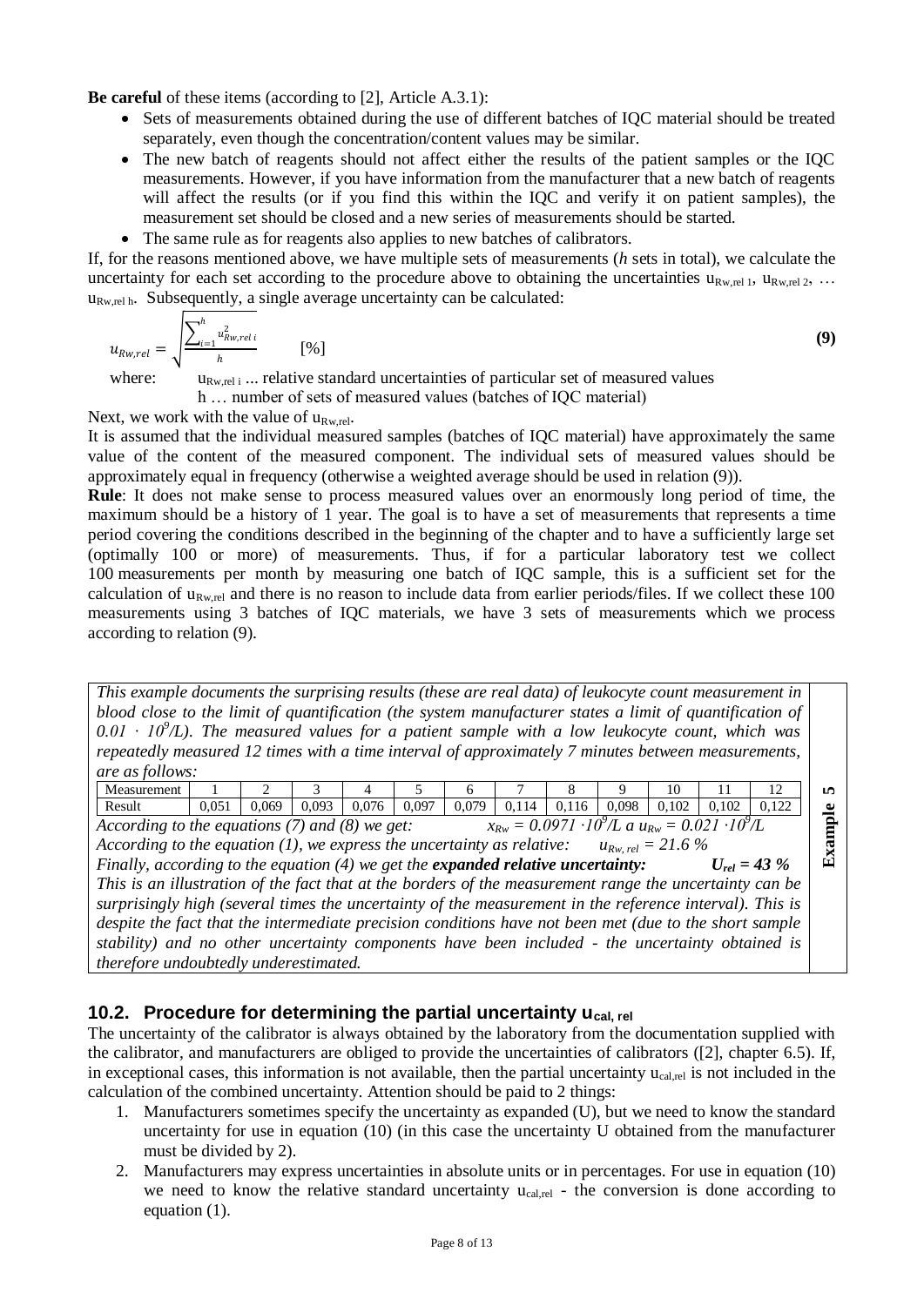**Be careful** of these items (according to [2], Article A.3.1):

- Sets of measurements obtained during the use of different batches of IQC material should be treated separately, even though the concentration/content values may be similar.
- The new batch of reagents should not affect either the results of the patient samples or the IQC measurements. However, if you have information from the manufacturer that a new batch of reagents will affect the results (or if you find this within the IQC and verify it on patient samples), the measurement set should be closed and a new series of measurements should be started.
- The same rule as for reagents also applies to new batches of calibrators.

If, for the reasons mentioned above, we have multiple sets of measurements (*h* sets in total), we calculate the uncertainty for each set according to the procedure above to obtaining the uncertainties $u_{Rw,rel\,1}$, $u_{Rw,rel\,2}$, … $u_{Rw,rel\,h}$. Subsequently, a single average uncertainty can be calculated:

$$u_{Rw,rel} = \sqrt{\frac{\sum_{i=1}^{h} u_{Rw,rel\,i}^{2}}{h}} \qquad [\%] \tag{9}$$

where: $u_{Rw,rel\,i}$ ... relative standard uncertainties of particular set of measured values
h … number of sets of measured values (batches of IQC material)

Next, we work with the value of $u_{Rw,rel}$.

It is assumed that the individual measured samples (batches of IQC material) have approximately the same value of the content of the measured component. The individual sets of measured values should be approximately equal in frequency (otherwise a weighted average should be used in relation (9)).

**Rule**: It does not make sense to process measured values over an enormously long period of time, the maximum should be a history of 1 year. The goal is to have a set of measurements that represents a time period covering the conditions described in the beginning of the chapter and to have a sufficiently large set (optimally 100 or more) of measurements. Thus, if for a particular laboratory test we collect 100 measurements per month by measuring one batch of IQC sample, this is a sufficient set for the calculation of $u_{Rw,rel}$ and there is no reason to include data from earlier periods/files. If we collect these 100 measurements using 3 batches of IQC materials, we have 3 sets of measurements which we process according to relation (9).

**Example 5**

*This example documents the surprising results (these are real data) of leukocyte count measurement in blood close to the limit of quantification (the system manufacturer states a limit of quantification of $0.01 \cdot 10^9$/L). The measured values for a patient sample with a low leukocyte count, which was repeatedly measured 12 times with a time interval of approximately 7 minutes between measurements, are as follows:*

| Measurement | 1 | 2 | 3 | 4 | 5 | 6 | 7 | 8 | 9 | 10 | 11 | 12 |
|---|---|---|---|---|---|---|---|---|---|---|---|---|
| Result | 0,051 | 0,069 | 0,093 | 0,076 | 0,097 | 0,079 | 0,114 | 0,116 | 0,098 | 0,102 | 0,102 | 0,122 |

*According to the equations (7) and (8) we get:* $x_{Rw} = 0.0971 \cdot 10^9/L$ *a* $u_{Rw} = 0.021 \cdot 10^9/L$

*According to the equation (1), we express the uncertainty as relative:* $u_{Rw,\,rel} = 21.6\ \%$

*Finally, according to the equation (4) we get the **expanded relative uncertainty:*** $U_{rel} = 43\ \%$

*This is an illustration of the fact that at the borders of the measurement range the uncertainty can be surprisingly high (several times the uncertainty of the measurement in the reference interval). This is despite the fact that the intermediate precision conditions have not been met (due to the short sample stability) and no other uncertainty components have been included - the uncertainty obtained is therefore undoubtedly underestimated.*

## 10.2. Procedure for determining the partial uncertainty $u_{cal,\,rel}$

The uncertainty of the calibrator is always obtained by the laboratory from the documentation supplied with the calibrator, and manufacturers are obliged to provide the uncertainties of calibrators ([2], chapter 6.5). If, in exceptional cases, this information is not available, then the partial uncertainty $u_{cal,rel}$ is not included in the calculation of the combined uncertainty. Attention should be paid to 2 things:

1. Manufacturers sometimes specify the uncertainty as expanded (U), but we need to know the standard uncertainty for use in equation (10) (in this case the uncertainty U obtained from the manufacturer must be divided by 2).
2. Manufacturers may express uncertainties in absolute units or in percentages. For use in equation (10) we need to know the relative standard uncertainty $u_{cal,rel}$ - the conversion is done according to equation (1).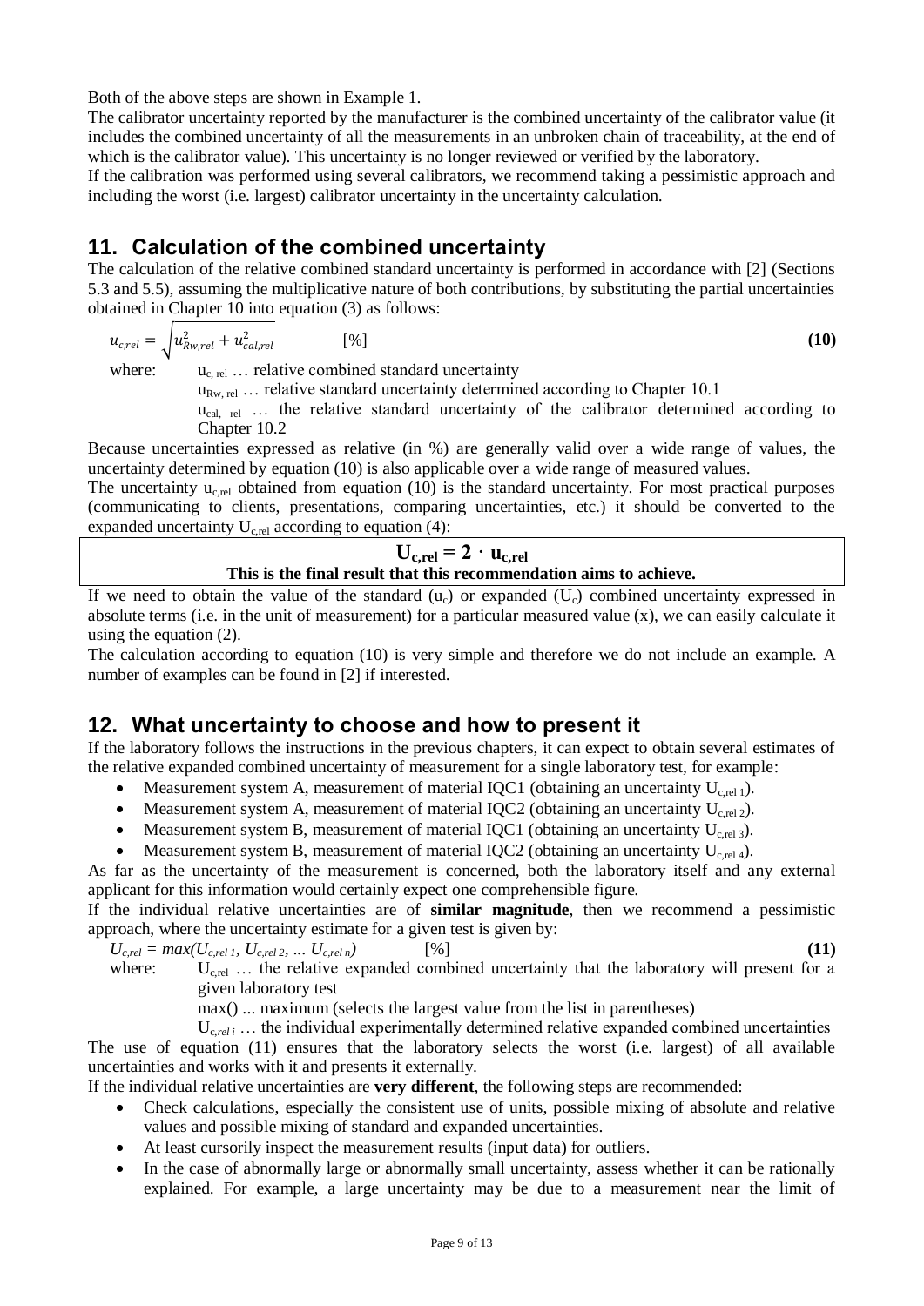Both of the above steps are shown in Example 1.

The calibrator uncertainty reported by the manufacturer is the combined uncertainty of the calibrator value (it includes the combined uncertainty of all the measurements in an unbroken chain of traceability, at the end of which is the calibrator value). This uncertainty is no longer reviewed or verified by the laboratory.

If the calibration was performed using several calibrators, we recommend taking a pessimistic approach and including the worst (i.e. largest) calibrator uncertainty in the uncertainty calculation.

## 11. Calculation of the combined uncertainty

The calculation of the relative combined standard uncertainty is performed in accordance with [2] (Sections 5.3 and 5.5), assuming the multiplicative nature of both contributions, by substituting the partial uncertainties obtained in Chapter 10 into equation (3) as follows:

$$u_{c,rel} = \sqrt{u_{Rw,rel}^2 + u_{cal,rel}^2} \qquad [\%] \tag{10}$$

where: $u_{c,rel}$ … relative combined standard uncertainty

$u_{Rw,rel}$ … relative standard uncertainty determined according to Chapter 10.1

$u_{cal,rel}$ … the relative standard uncertainty of the calibrator determined according to Chapter 10.2

Because uncertainties expressed as relative (in %) are generally valid over a wide range of values, the uncertainty determined by equation (10) is also applicable over a wide range of measured values.

The uncertainty $u_{c,rel}$ obtained from equation (10) is the standard uncertainty. For most practical purposes (communicating to clients, presentations, comparing uncertainties, etc.) it should be converted to the expanded uncertainty $U_{c,rel}$ according to equation (4):

$$\mathbf{U_{c,rel} = 2 \cdot u_{c,rel}}$$

**This is the final result that this recommendation aims to achieve.**

If we need to obtain the value of the standard ($u_c$) or expanded ($U_c$) combined uncertainty expressed in absolute terms (i.e. in the unit of measurement) for a particular measured value (x), we can easily calculate it using the equation (2).

The calculation according to equation (10) is very simple and therefore we do not include an example. A number of examples can be found in [2] if interested.

## 12. What uncertainty to choose and how to present it

If the laboratory follows the instructions in the previous chapters, it can expect to obtain several estimates of the relative expanded combined uncertainty of measurement for a single laboratory test, for example:

- Measurement system A, measurement of material IQC1 (obtaining an uncertainty $U_{c,rel\,1}$).
- Measurement system A, measurement of material IQC2 (obtaining an uncertainty $U_{c,rel\,2}$).
- Measurement system B, measurement of material IQC1 (obtaining an uncertainty $U_{c,rel\,3}$).
- Measurement system B, measurement of material IQC2 (obtaining an uncertainty $U_{c,rel\,4}$).

As far as the uncertainty of the measurement is concerned, both the laboratory itself and any external applicant for this information would certainly expect one comprehensible figure.

If the individual relative uncertainties are of **similar magnitude**, then we recommend a pessimistic approach, where the uncertainty estimate for a given test is given by:

$$U_{c,rel} = max(U_{c,rel\,1}, U_{c,rel\,2}, \ldots U_{c,rel\,n}) \qquad [\%] \tag{11}$$

where: $U_{c,rel}$ … the relative expanded combined uncertainty that the laboratory will present for a given laboratory test

max() ... maximum (selects the largest value from the list in parentheses)

$U_{c,rel\,i}$ … the individual experimentally determined relative expanded combined uncertainties

The use of equation (11) ensures that the laboratory selects the worst (i.e. largest) of all available uncertainties and works with it and presents it externally.

If the individual relative uncertainties are **very different**, the following steps are recommended:

- Check calculations, especially the consistent use of units, possible mixing of absolute and relative values and possible mixing of standard and expanded uncertainties.
- At least cursorily inspect the measurement results (input data) for outliers.
- In the case of abnormally large or abnormally small uncertainty, assess whether it can be rationally explained. For example, a large uncertainty may be due to a measurement near the limit of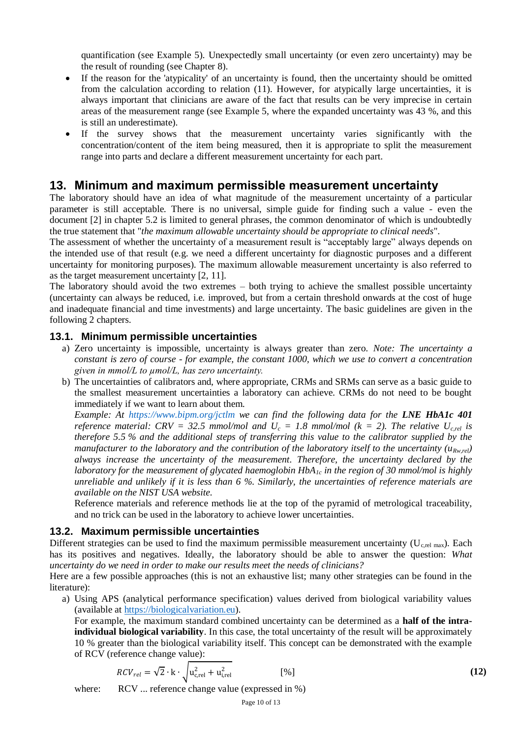quantification (see Example 5). Unexpectedly small uncertainty (or even zero uncertainty) may be the result of rounding (see Chapter 8).

- If the reason for the 'atypicality' of an uncertainty is found, then the uncertainty should be omitted from the calculation according to relation (11). However, for atypically large uncertainties, it is always important that clinicians are aware of the fact that results can be very imprecise in certain areas of the measurement range (see Example 5, where the expanded uncertainty was 43 %, and this is still an underestimate).
- If the survey shows that the measurement uncertainty varies significantly with the concentration/content of the item being measured, then it is appropriate to split the measurement range into parts and declare a different measurement uncertainty for each part.

## 13. Minimum and maximum permissible measurement uncertainty

The laboratory should have an idea of what magnitude of the measurement uncertainty of a particular parameter is still acceptable. There is no universal, simple guide for finding such a value - even the document [2] in chapter 5.2 is limited to general phrases, the common denominator of which is undoubtedly the true statement that "*the maximum allowable uncertainty should be appropriate to clinical needs*".

The assessment of whether the uncertainty of a measurement result is "acceptably large" always depends on the intended use of that result (e.g. we need a different uncertainty for diagnostic purposes and a different uncertainty for monitoring purposes). The maximum allowable measurement uncertainty is also referred to as the target measurement uncertainty [2, 11].

The laboratory should avoid the two extremes – both trying to achieve the smallest possible uncertainty (uncertainty can always be reduced, i.e. improved, but from a certain threshold onwards at the cost of huge and inadequate financial and time investments) and large uncertainty. The basic guidelines are given in the following 2 chapters.

### 13.1. Minimum permissible uncertainties

a) Zero uncertainty is impossible, uncertainty is always greater than zero. *Note: The uncertainty a constant is zero of course - for example, the constant 1000, which we use to convert a concentration given in mmol/L to µmol/L, has zero uncertainty.*

b) The uncertainties of calibrators and, where appropriate, CRMs and SRMs can serve as a basic guide to the smallest measurement uncertainties a laboratory can achieve. CRMs do not need to be bought immediately if we want to learn about them.
*Example: At https://www.bipm.org/jctlm we can find the following data for the **LNE HbA1c 401** reference material: CRV = 32.5 mmol/mol and $U_c$ = 1.8 mmol/mol (k = 2). The relative $U_{c,rel}$ is therefore 5.5 % and the additional steps of transferring this value to the calibrator supplied by the manufacturer to the laboratory and the contribution of the laboratory itself to the uncertainty ($u_{Rw,rel}$) always increase the uncertainty of the measurement. Therefore, the uncertainty declared by the laboratory for the measurement of glycated haemoglobin $HbA_{1c}$ in the region of 30 mmol/mol is highly unreliable and unlikely if it is less than 6 %. Similarly, the uncertainties of reference materials are available on the NIST USA website.*
Reference materials and reference methods lie at the top of the pyramid of metrological traceability, and no trick can be used in the laboratory to achieve lower uncertainties.

### 13.2. Maximum permissible uncertainties

Different strategies can be used to find the maximum permissible measurement uncertainty ($U_{c,rel\ max}$). Each has its positives and negatives. Ideally, the laboratory should be able to answer the question: *What uncertainty do we need in order to make our results meet the needs of clinicians?*

Here are a few possible approaches (this is not an exhaustive list; many other strategies can be found in the literature):

a) Using APS (analytical performance specification) values derived from biological variability values (available at https://biologicalvariation.eu).
For example, the maximum standard combined uncertainty can be determined as a **half of the intra-individual biological variability**. In this case, the total uncertainty of the result will be approximately 10 % greater than the biological variability itself. This concept can be demonstrated with the example of RCV (reference change value):

$$RCV_{rel} = \sqrt{2} \cdot k \cdot \sqrt{u_{c,rel}^2 + u_{i,rel}^2} \qquad [\%] \qquad \textbf{(12)}$$

where: RCV ... reference change value (expressed in %)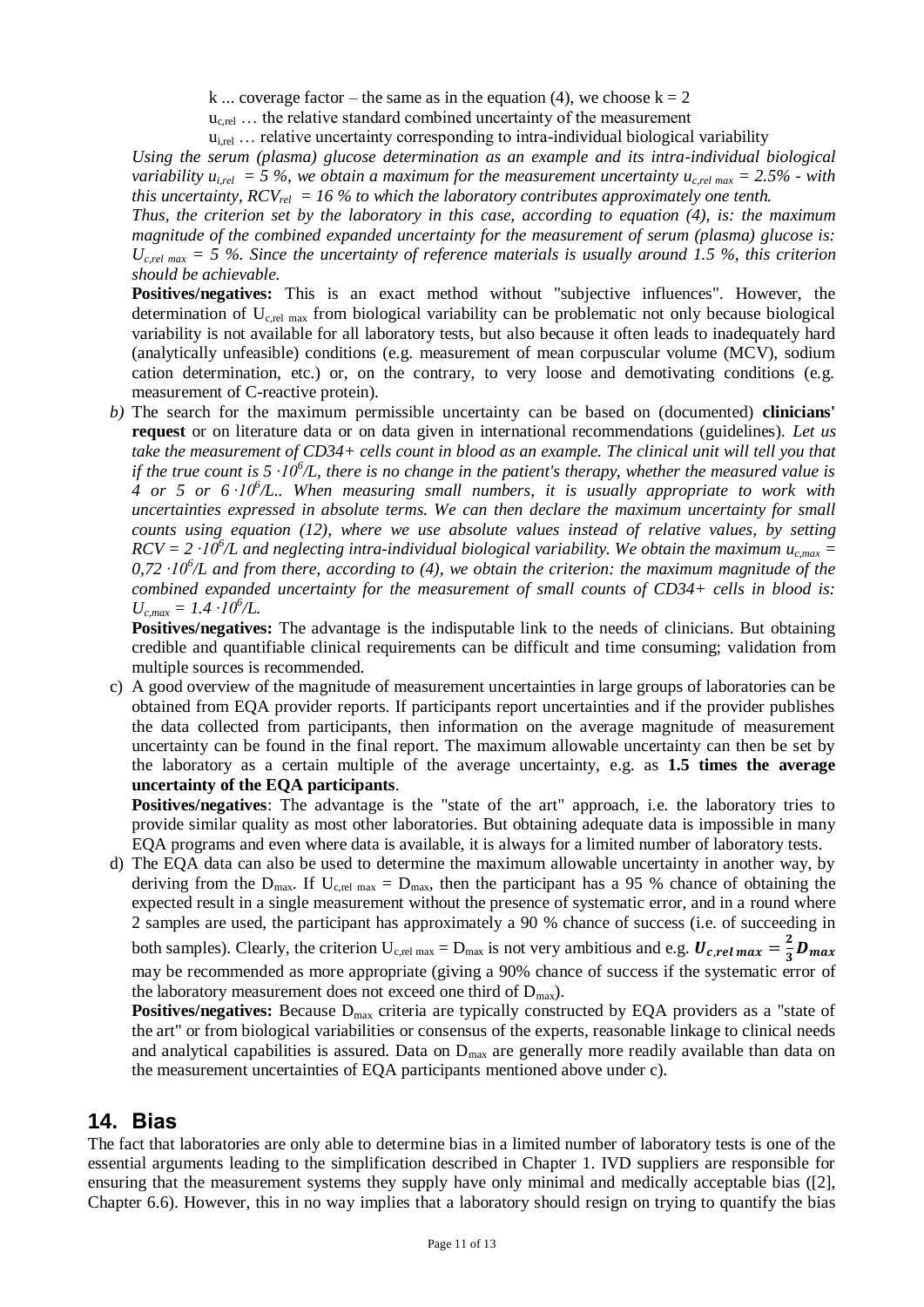k ... coverage factor – the same as in the equation (4), we choose $k = 2$

$u_{c,rel}$ … the relative standard combined uncertainty of the measurement

$u_{i,rel}$ … relative uncertainty corresponding to intra-individual biological variability

*Using the serum (plasma) glucose determination as an example and its intra-individual biological variability $u_{i,rel} = 5$ %, we obtain a maximum for the measurement uncertainty $u_{c,rel\ max} = 2.5\%$ - with this uncertainty, $RCV_{rel} = 16$ % to which the laboratory contributes approximately one tenth.*

*Thus, the criterion set by the laboratory in this case, according to equation (4), is: the maximum magnitude of the combined expanded uncertainty for the measurement of serum (plasma) glucose is: $U_{c,rel\ max} = 5$ %. Since the uncertainty of reference materials is usually around 1.5 %, this criterion should be achievable.*

**Positives/negatives:** This is an exact method without "subjective influences". However, the determination of $U_{c,rel\ max}$ from biological variability can be problematic not only because biological variability is not available for all laboratory tests, but also because it often leads to inadequately hard (analytically unfeasible) conditions (e.g. measurement of mean corpuscular volume (MCV), sodium cation determination, etc.) or, on the contrary, to very loose and demotivating conditions (e.g. measurement of C-reactive protein).

b) The search for the maximum permissible uncertainty can be based on (documented) **clinicians' request** or on literature data or on data given in international recommendations (guidelines). *Let us take the measurement of CD34+ cells count in blood as an example. The clinical unit will tell you that if the true count is $5 \cdot 10^6$/L, there is no change in the patient's therapy, whether the measured value is 4 or 5 or $6 \cdot 10^6$/L.. When measuring small numbers, it is usually appropriate to work with uncertainties expressed in absolute terms. We can then declare the maximum uncertainty for small counts using equation (12), where we use absolute values instead of relative values, by setting $RCV = 2 \cdot 10^6$/L and neglecting intra-individual biological variability. We obtain the maximum $u_{c,max} = 0{,}72 \cdot 10^6$/L and from there, according to (4), we obtain the criterion: the maximum magnitude of the combined expanded uncertainty for the measurement of small counts of CD34+ cells in blood is: $U_{c,max} = 1.4 \cdot 10^6$/L.*

**Positives/negatives:** The advantage is the indisputable link to the needs of clinicians. But obtaining credible and quantifiable clinical requirements can be difficult and time consuming; validation from multiple sources is recommended.

c) A good overview of the magnitude of measurement uncertainties in large groups of laboratories can be obtained from EQA provider reports. If participants report uncertainties and if the provider publishes the data collected from participants, then information on the average magnitude of measurement uncertainty can be found in the final report. The maximum allowable uncertainty can then be set by the laboratory as a certain multiple of the average uncertainty, e.g. as **1.5 times the average uncertainty of the EQA participants**.

**Positives/negatives**: The advantage is the "state of the art" approach, i.e. the laboratory tries to provide similar quality as most other laboratories. But obtaining adequate data is impossible in many EQA programs and even where data is available, it is always for a limited number of laboratory tests.

d) The EQA data can also be used to determine the maximum allowable uncertainty in another way, by deriving from the $D_{max}$. If $U_{c,rel\ max} = D_{max}$, then the participant has a 95 % chance of obtaining the expected result in a single measurement without the presence of systematic error, and in a round where 2 samples are used, the participant has approximately a 90 % chance of success (i.e. of succeeding in both samples). Clearly, the criterion $U_{c,rel\ max} = D_{max}$ is not very ambitious and e.g. $\boldsymbol{U_{c,rel\ max} = \frac{2}{3} D_{max}}$ may be recommended as more appropriate (giving a 90% chance of success if the systematic error of the laboratory measurement does not exceed one third of $D_{max}$).

**Positives/negatives:** Because $D_{max}$ criteria are typically constructed by EQA providers as a "state of the art" or from biological variabilities or consensus of the experts, reasonable linkage to clinical needs and analytical capabilities is assured. Data on $D_{max}$ are generally more readily available than data on the measurement uncertainties of EQA participants mentioned above under c).

## 14. Bias

The fact that laboratories are only able to determine bias in a limited number of laboratory tests is one of the essential arguments leading to the simplification described in Chapter 1. IVD suppliers are responsible for ensuring that the measurement systems they supply have only minimal and medically acceptable bias ([2], Chapter 6.6). However, this in no way implies that a laboratory should resign on trying to quantify the bias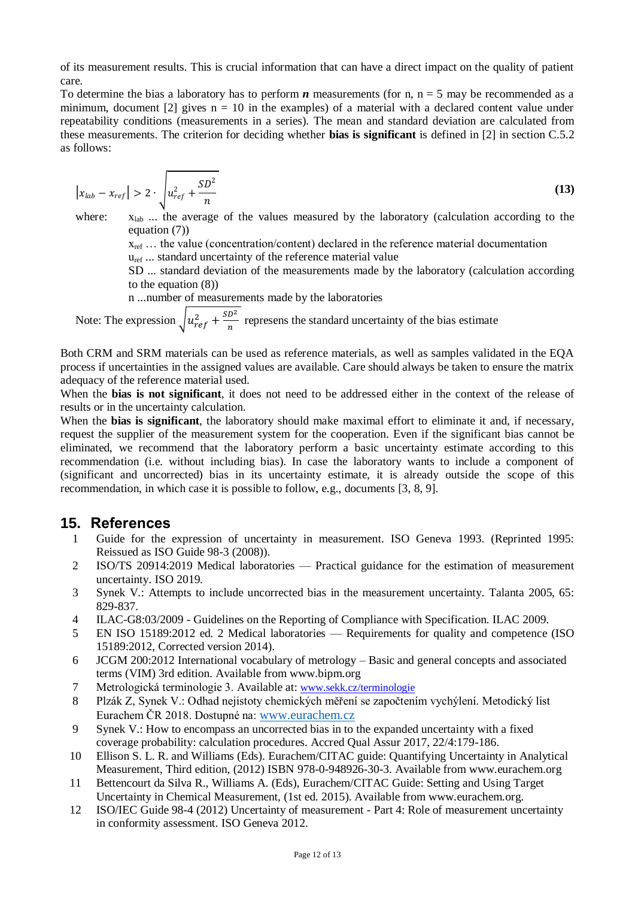of its measurement results. This is crucial information that can have a direct impact on the quality of patient care.

To determine the bias a laboratory has to perform ***n*** measurements (for n, n = 5 may be recommended as a minimum, document [2] gives n = 10 in the examples) of a material with a declared content value under repeatability conditions (measurements in a series). The mean and standard deviation are calculated from these measurements. The criterion for deciding whether **bias is significant** is defined in [2] in section C.5.2 as follows:

$$\left|x_{lab} - x_{ref}\right| > 2 \cdot \sqrt{u_{ref}^2 + \frac{SD^2}{n}} \qquad \textbf{(13)}$$

where:
- $x_{lab}$ ... the average of the values measured by the laboratory (calculation according to the equation (7))
- $x_{ref}$ … the value (concentration/content) declared in the reference material documentation
- $u_{ref}$ ... standard uncertainty of the reference material value
- SD ... standard deviation of the measurements made by the laboratory (calculation according to the equation (8))
- n ...number of measurements made by the laboratories

Note: The expression $\sqrt{u_{ref}^2 + \frac{SD^2}{n}}$ represens the standard uncertainty of the bias estimate

Both CRM and SRM materials can be used as reference materials, as well as samples validated in the EQA process if uncertainties in the assigned values are available. Care should always be taken to ensure the matrix adequacy of the reference material used.

When the **bias is not significant**, it does not need to be addressed either in the context of the release of results or in the uncertainty calculation.

When the **bias is significant**, the laboratory should make maximal effort to eliminate it and, if necessary, request the supplier of the measurement system for the cooperation. Even if the significant bias cannot be eliminated, we recommend that the laboratory perform a basic uncertainty estimate according to this recommendation (i.e. without including bias). In case the laboratory wants to include a component of (significant and uncorrected) bias in its uncertainty estimate, it is already outside the scope of this recommendation, in which case it is possible to follow, e.g., documents [3, 8, 9].

## 15. References

1. Guide for the expression of uncertainty in measurement. ISO Geneva 1993. (Reprinted 1995: Reissued as ISO Guide 98-3 (2008)).
2. ISO/TS 20914:2019 Medical laboratories — Practical guidance for the estimation of measurement uncertainty. ISO 2019.
3. Synek V.: Attempts to include uncorrected bias in the measurement uncertainty. Talanta 2005, 65: 829-837.
4. ILAC-G8:03/2009 - Guidelines on the Reporting of Compliance with Specification. ILAC 2009.
5. EN ISO 15189:2012 ed. 2 Medical laboratories — Requirements for quality and competence (ISO 15189:2012, Corrected version 2014).
6. JCGM 200:2012 International vocabulary of metrology – Basic and general concepts and associated terms (VIM) 3rd edition. Available from www.bipm.org
7. Metrologická terminologie 3. Available at: www.sekk.cz/terminologie
8. Plzák Z, Synek V.: Odhad nejistoty chemických měření se započtením vychýlení. Metodický list Eurachem ČR 2018. Dostupné na: www.eurachem.cz
9. Synek V.: How to encompass an uncorrected bias in to the expanded uncertainty with a fixed coverage probability: calculation procedures. Accred Qual Assur 2017, 22/4:179-186.
10. Ellison S. L. R. and Williams (Eds). Eurachem/CITAC guide: Quantifying Uncertainty in Analytical Measurement, Third edition, (2012) ISBN 978-0-948926-30-3. Available from www.eurachem.org
11. Bettencourt da Silva R., Williams A. (Eds), Eurachem/CITAC Guide: Setting and Using Target Uncertainty in Chemical Measurement, (1st ed. 2015). Available from www.eurachem.org.
12. ISO/IEC Guide 98-4 (2012) Uncertainty of measurement - Part 4: Role of measurement uncertainty in conformity assessment. ISO Geneva 2012.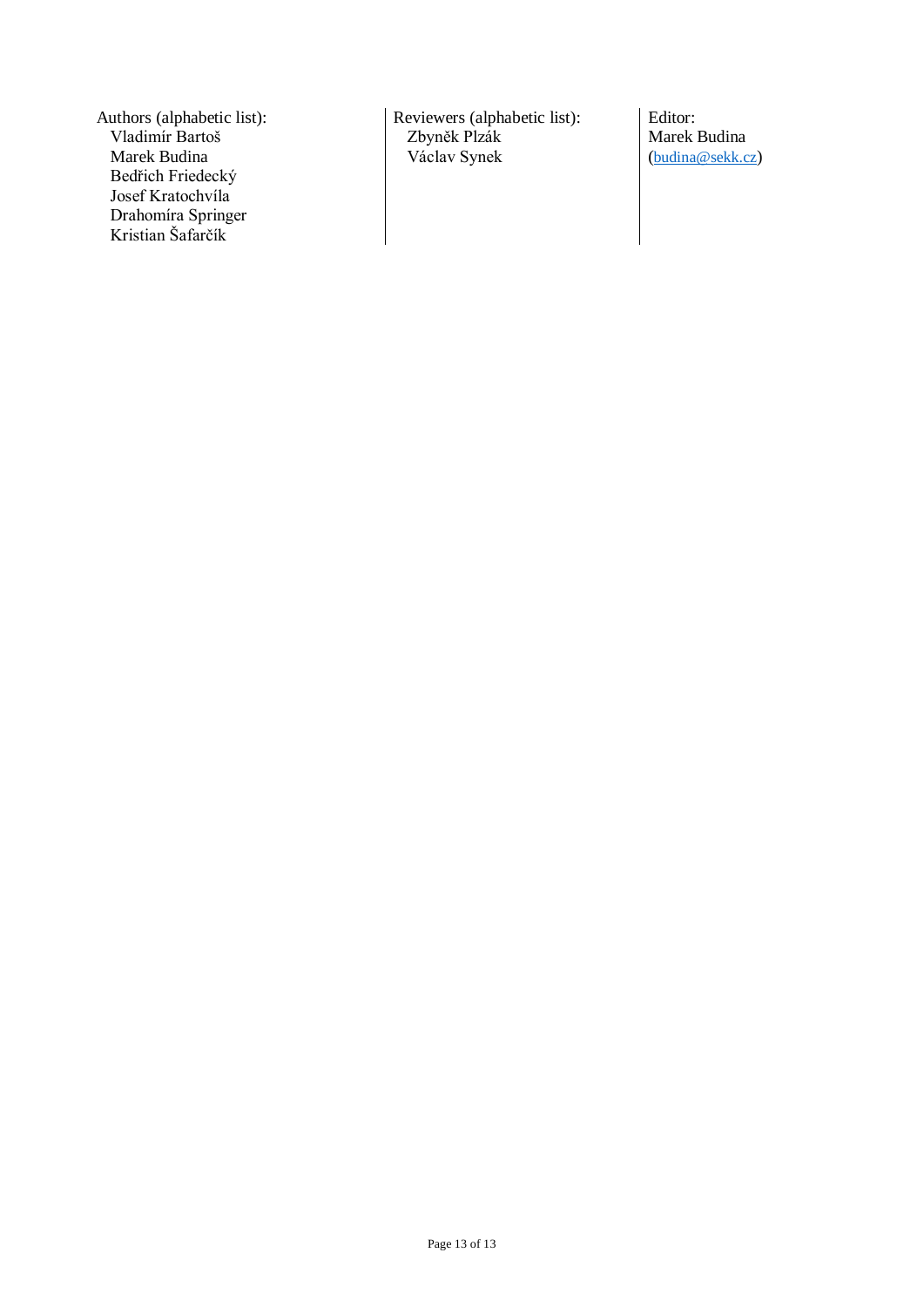Authors (alphabetic list):
Vladimír Bartoš
Marek Budina
Bedřich Friedecký
Josef Kratochvíla
Drahomíra Springer
Kristian Šafarčík

Reviewers (alphabetic list):
Zbyněk Plzák
Václav Synek

Editor:
Marek Budina
(budina@sekk.cz)